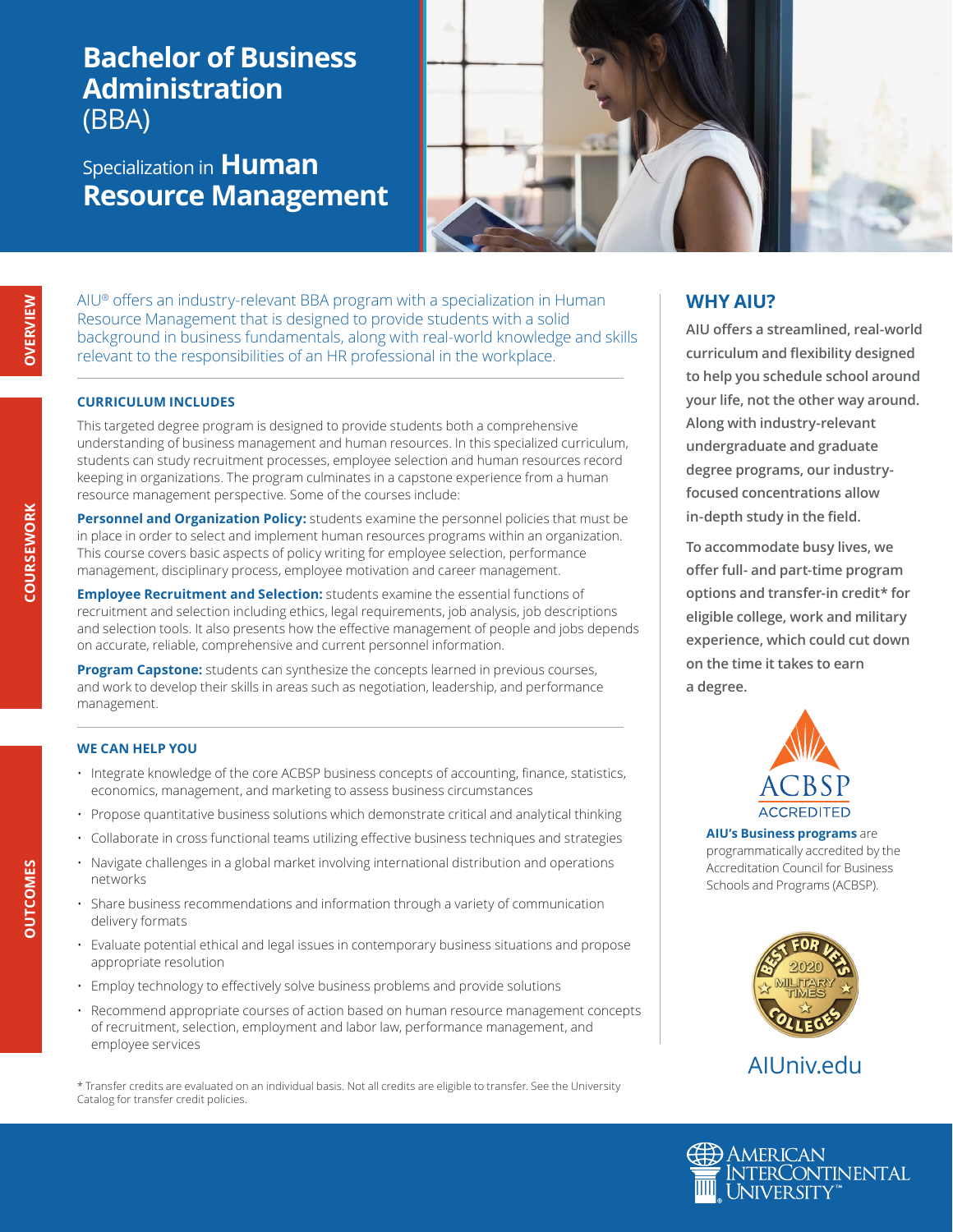# Bachelor of Business Administration (BBA)

## Specialization in Human Resource Management

## OVERVIEW

AIU® offers an industry-relevant BBA program with a specialization in Human Resource Management that is designed to provide students with a solid background in business fundamentals, along with real-world knowledge and skills relevant to the responsibilities of an HR professional in the workplace.

## COURSEWORK

### CURRICULUM INCLUDES

This targeted degree program is designed to provide students both a comprehensive understanding of business management and human resources. In this specialized curriculum, students can study recruitment processes, employee selection and human resources record keeping in organizations. The program culminates in a capstone experience from a human resource management perspective. Some of the courses include:

**Personnel and Organization Policy:** students examine the personnel policies that must be in place in order to select and implement human resources programs within an organization. This course covers basic aspects of policy writing for employee selection, performance management, disciplinary process, employee motivation and career management.

**Employee Recruitment and Selection:** students examine the essential functions of recruitment and selection including ethics, legal requirements, job analysis, job descriptions and selection tools. It also presents how the effective management of people and jobs depends on accurate, reliable, comprehensive and current personnel information.

**Program Capstone:** students can synthesize the concepts learned in previous courses, and work to develop their skills in areas such as negotiation, leadership, and performance management.

## OUTCOMES

### WE CAN HELP YOU

- Integrate knowledge of the core ACBSP business concepts of accounting, finance, statistics, economics, management, and marketing to assess business circumstances
- Propose quantitative business solutions which demonstrate critical and analytical thinking
- Collaborate in cross functional teams utilizing effective business techniques and strategies
- Navigate challenges in a global market involving international distribution and operations networks
- Share business recommendations and information through a variety of communication delivery formats
- Evaluate potential ethical and legal issues in contemporary business situations and propose appropriate resolution
- Employ technology to effectively solve business problems and provide solutions
- Recommend appropriate courses of action based on human resource management concepts of recruitment, selection, employment and labor law, performance management, and employee services

\* Transfer credits are evaluated on an individual basis. Not all credits are eligible to transfer. See the University Catalog for transfer credit policies.

## WHY AIU?

**AIU offers a streamlined, real-world curriculum and flexibility designed to help you schedule school around your life, not the other way around. Along with industry-relevant undergraduate and graduate degree programs, our industry-focused concentrations allow in-depth study in the field.**

**To accommodate busy lives, we offer full- and part-time program options and transfer-in credit\* for eligible college, work and military experience, which could cut down on the time it takes to earn a degree.**

ACBSP ACCREDITED

**AIU's Business programs** are programmatically accredited by the Accreditation Council for Business Schools and Programs (ACBSP).

Best for Vets 2020 Military Times Colleges

AIUniv.edu

American InterContinental University™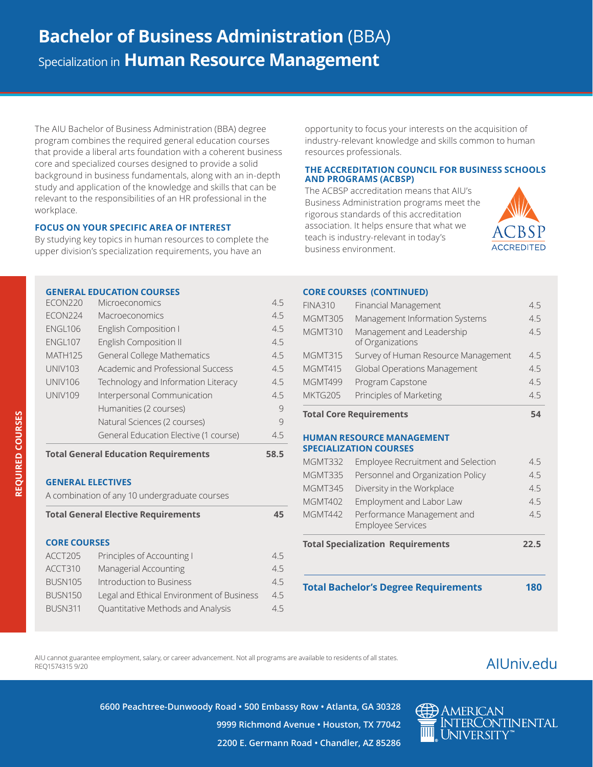# Bachelor of Business Administration (BBA)

## Specialization in Human Resource Management

The AIU Bachelor of Business Administration (BBA) degree program combines the required general education courses that provide a liberal arts foundation with a coherent business core and specialized courses designed to provide a solid background in business fundamentals, along with an in-depth study and application of the knowledge and skills that can be relevant to the responsibilities of an HR professional in the workplace.

### FOCUS ON YOUR SPECIFIC AREA OF INTEREST

By studying key topics in human resources to complete the upper division's specialization requirements, you have an opportunity to focus your interests on the acquisition of industry-relevant knowledge and skills common to human resources professionals.

### THE ACCREDITATION COUNCIL FOR BUSINESS SCHOOLS AND PROGRAMS (ACBSP)

The ACBSP accreditation means that AIU's Business Administration programs meet the rigorous standards of this accreditation association. It helps ensure that what we teach is industry-relevant in today's business environment.

ACBSP ACCREDITED

## REQUIRED COURSES

### GENERAL EDUCATION COURSES

| | | |
|---|---|---|
| ECON220 | Microeconomics | 4.5 |
| ECON224 | Macroeconomics | 4.5 |
| ENGL106 | English Composition I | 4.5 |
| ENGL107 | English Composition II | 4.5 |
| MATH125 | General College Mathematics | 4.5 |
| UNIV103 | Academic and Professional Success | 4.5 |
| UNIV106 | Technology and Information Literacy | 4.5 |
| UNIV109 | Interpersonal Communication | 4.5 |
| | Humanities (2 courses) | 9 |
| | Natural Sciences (2 courses) | 9 |
| | General Education Elective (1 course) | 4.5 |
| **Total General Education Requirements** | | **58.5** |

### GENERAL ELECTIVES

A combination of any 10 undergraduate courses

**Total General Elective Requirements** **45**

### CORE COURSES

| | | |
|---|---|---|
| ACCT205 | Principles of Accounting I | 4.5 |
| ACCT310 | Managerial Accounting | 4.5 |
| BUSN105 | Introduction to Business | 4.5 |
| BUSN150 | Legal and Ethical Environment of Business | 4.5 |
| BUSN311 | Quantitative Methods and Analysis | 4.5 |
| FINA310 | Financial Management | 4.5 |
| MGMT305 | Management Information Systems | 4.5 |
| MGMT310 | Management and Leadership of Organizations | 4.5 |
| MGMT315 | Survey of Human Resource Management | 4.5 |
| MGMT415 | Global Operations Management | 4.5 |
| MGMT499 | Program Capstone | 4.5 |
| MKTG205 | Principles of Marketing | 4.5 |
| **Total Core Requirements** | | **54** |

### HUMAN RESOURCE MANAGEMENT SPECIALIZATION COURSES

| | | |
|---|---|---|
| MGMT332 | Employee Recruitment and Selection | 4.5 |
| MGMT335 | Personnel and Organization Policy | 4.5 |
| MGMT345 | Diversity in the Workplace | 4.5 |
| MGMT402 | Employment and Labor Law | 4.5 |
| MGMT442 | Performance Management and Employee Services | 4.5 |
| **Total Specialization Requirements** | | **22.5** |

**Total Bachelor's Degree Requirements** **180**

AIU cannot guarantee employment, salary, or career advancement. Not all programs are available to residents of all states.
REQ1574315 9/20

AIUniv.edu

6600 Peachtree-Dunwoody Road • 500 Embassy Row • Atlanta, GA 30328
9999 Richmond Avenue • Houston, TX 77042
2200 E. Germann Road • Chandler, AZ 85286

AMERICAN INTERCONTINENTAL UNIVERSITY™